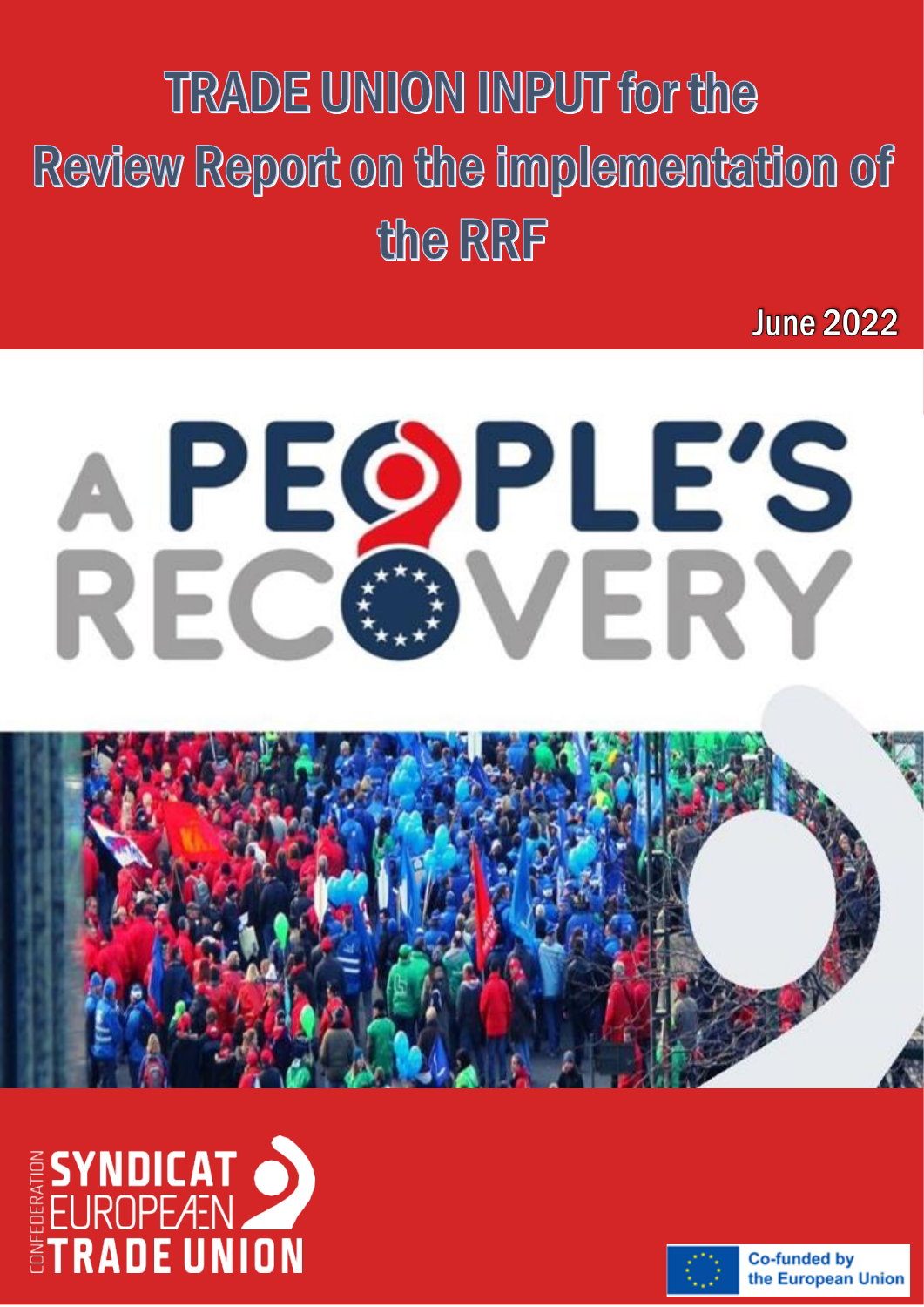# TRADE UNION INPUT for the Review Report on the implementation of the RRF

**June 2022**

A PEOPLE'S RECOVERY

CONFEDERATION SYNDICAT EUROPEEN TRADE UNION

Co-funded by the European Union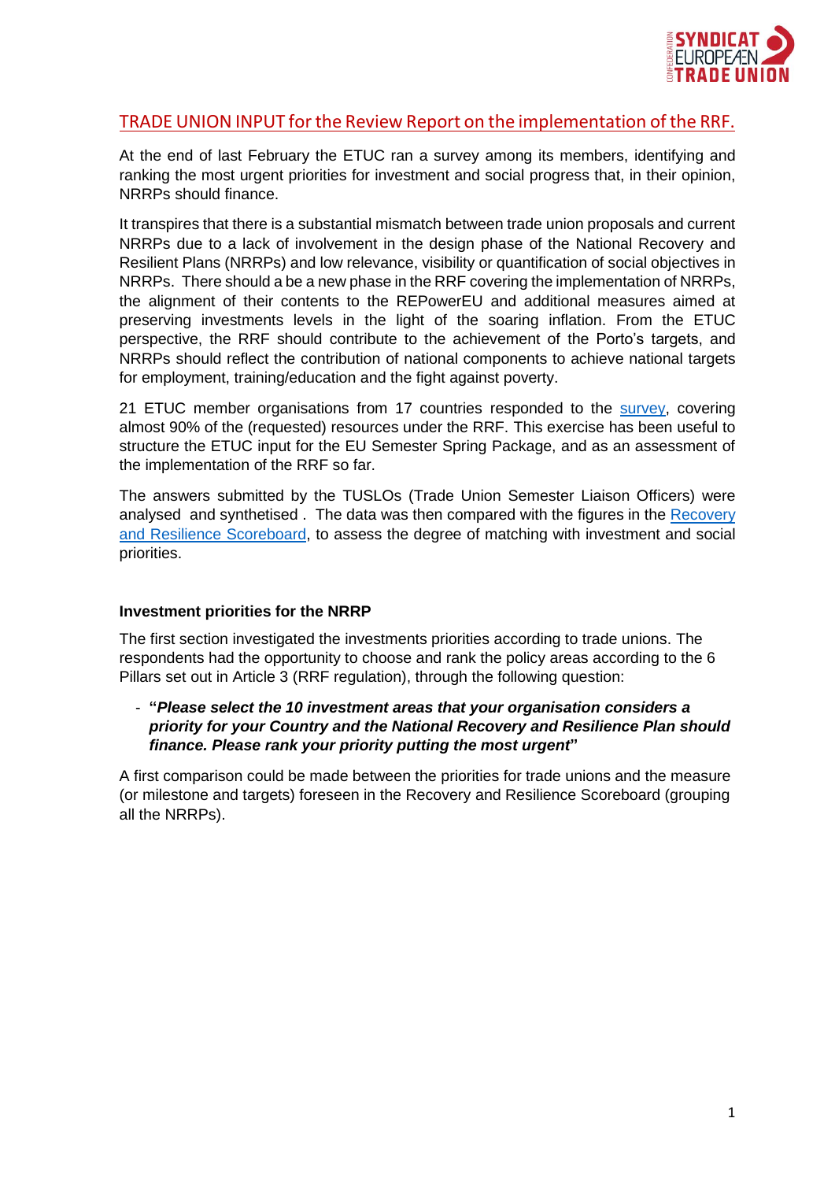## TRADE UNION INPUT for the Review Report on the implementation of the RRF.

At the end of last February the ETUC ran a survey among its members, identifying and ranking the most urgent priorities for investment and social progress that, in their opinion, NRRPs should finance.

It transpires that there is a substantial mismatch between trade union proposals and current NRRPs due to a lack of involvement in the design phase of the National Recovery and Resilient Plans (NRRPs) and low relevance, visibility or quantification of social objectives in NRRPs. There should a be a new phase in the RRF covering the implementation of NRRPs, the alignment of their contents to the REPowerEU and additional measures aimed at preserving investments levels in the light of the soaring inflation. From the ETUC perspective, the RRF should contribute to the achievement of the Porto's targets, and NRRPs should reflect the contribution of national components to achieve national targets for employment, training/education and the fight against poverty.

21 ETUC member organisations from 17 countries responded to the survey, covering almost 90% of the (requested) resources under the RRF. This exercise has been useful to structure the ETUC input for the EU Semester Spring Package, and as an assessment of the implementation of the RRF so far.

The answers submitted by the TUSLOs (Trade Union Semester Liaison Officers) were analysed and synthetised . The data was then compared with the figures in the Recovery and Resilience Scoreboard, to assess the degree of matching with investment and social priorities.

### Investment priorities for the NRRP

The first section investigated the investments priorities according to trade unions. The respondents had the opportunity to choose and rank the policy areas according to the 6 Pillars set out in Article 3 (RRF regulation), through the following question:

- "***Please select the 10 investment areas that your organisation considers a priority for your Country and the National Recovery and Resilience Plan should finance. Please rank your priority putting the most urgent***"

A first comparison could be made between the priorities for trade unions and the measure (or milestone and targets) foreseen in the Recovery and Resilience Scoreboard (grouping all the NRRPs).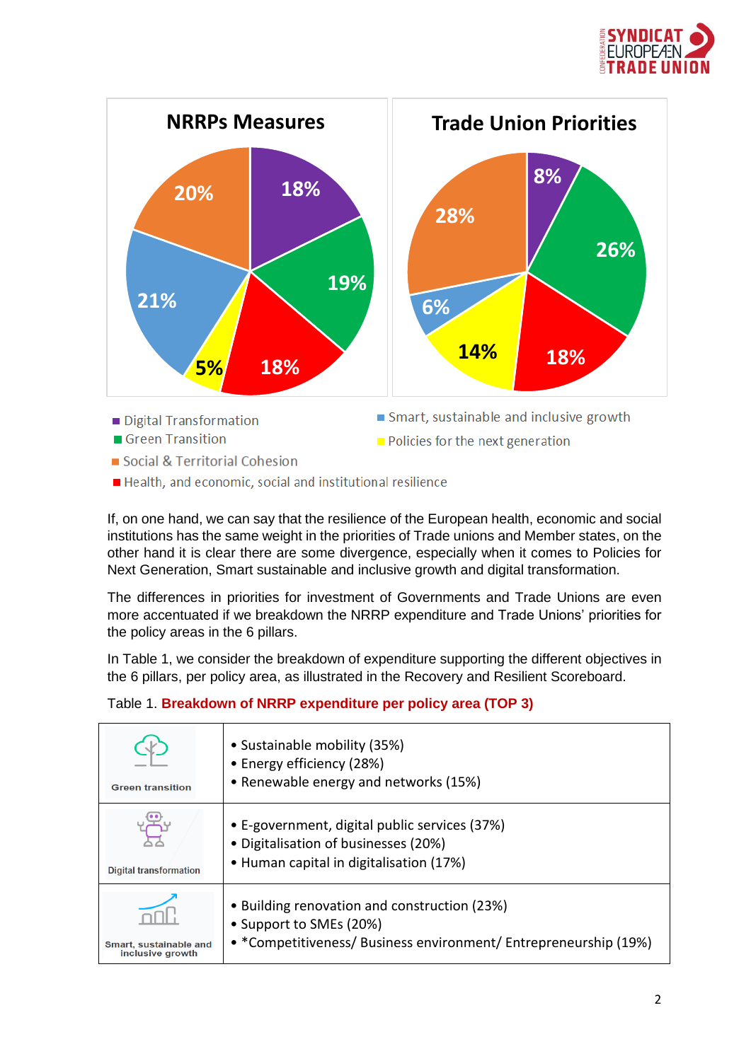**NRRPs Measures**

**Trade Union Priorities**

| Category | NRRPs Measures | Trade Union Priorities |
|---|---|---|
| Digital Transformation | 18% | 8% |
| Green Transition | 19% | 26% |
| Health, and economic, social and institutional resilience | 18% | 18% |
| Policies for the next generation | 5% | 14% |
| Smart, sustainable and inclusive growth | 21% | 6% |
| Social & Territorial Cohesion | 20% | 28% |

If, on one hand, we can say that the resilience of the European health, economic and social institutions has the same weight in the priorities of Trade unions and Member states, on the other hand it is clear there are some divergence, especially when it comes to Policies for Next Generation, Smart sustainable and inclusive growth and digital transformation.

The differences in priorities for investment of Governments and Trade Unions are even more accentuated if we breakdown the NRRP expenditure and Trade Unions' priorities for the policy areas in the 6 pillars.

In Table 1, we consider the breakdown of expenditure supporting the different objectives in the 6 pillars, per policy area, as illustrated in the Recovery and Resilient Scoreboard.

Table 1. **Breakdown of NRRP expenditure per policy area (TOP 3)**

| | |
|---|---|
| Green transition | • Sustainable mobility (35%)<br>• Energy efficiency (28%)<br>• Renewable energy and networks (15%) |
| Digital transformation | • E-government, digital public services (37%)<br>• Digitalisation of businesses (20%)<br>• Human capital in digitalisation (17%) |
| Smart, sustainable and inclusive growth | • Building renovation and construction (23%)<br>• Support to SMEs (20%)<br>• *Competitiveness/ Business environment/ Entrepreneurship (19%) |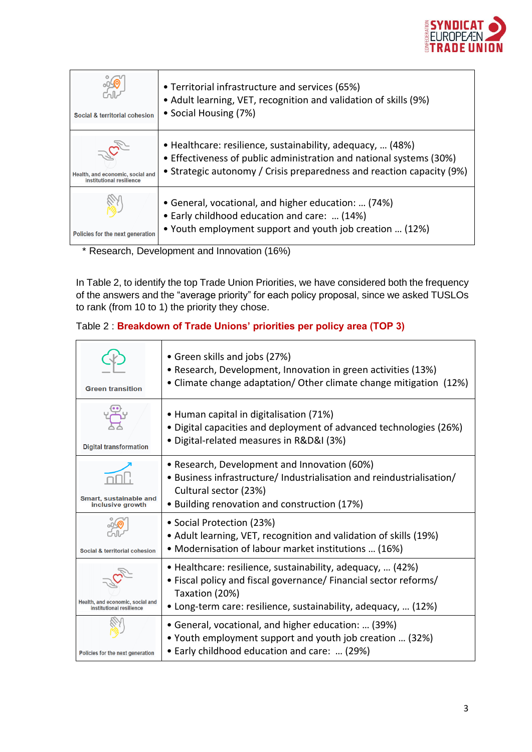| | |
|---|---|
| Social & territorial cohesion | • Territorial infrastructure and services (65%)<br>• Adult learning, VET, recognition and validation of skills (9%)<br>• Social Housing (7%) |
| Health, and economic, social and institutional resilience | • Healthcare: resilience, sustainability, adequacy, … (48%)<br>• Effectiveness of public administration and national systems (30%)<br>• Strategic autonomy / Crisis preparedness and reaction capacity (9%) |
| Policies for the next generation | • General, vocational, and higher education: … (74%)<br>• Early childhood education and care: … (14%)<br>• Youth employment support and youth job creation … (12%) |

\* Research, Development and Innovation (16%)

In Table 2, to identify the top Trade Union Priorities, we have considered both the frequency of the answers and the “average priority” for each policy proposal, since we asked TUSLOs to rank (from 10 to 1) the priority they chose.

Table 2 : **Breakdown of Trade Unions’ priorities per policy area (TOP 3)**

| | |
|---|---|
| Green transition | • Green skills and jobs (27%)<br>• Research, Development, Innovation in green activities (13%)<br>• Climate change adaptation/ Other climate change mitigation (12%) |
| Digital transformation | • Human capital in digitalisation (71%)<br>• Digital capacities and deployment of advanced technologies (26%)<br>• Digital-related measures in R&D&I (3%) |
| Smart, sustainable and inclusive growth | • Research, Development and Innovation (60%)<br>• Business infrastructure/ Industrialisation and reindustrialisation/ Cultural sector (23%)<br>• Building renovation and construction (17%) |
| Social & territorial cohesion | • Social Protection (23%)<br>• Adult learning, VET, recognition and validation of skills (19%)<br>• Modernisation of labour market institutions … (16%) |
| Health, and economic, social and institutional resilience | • Healthcare: resilience, sustainability, adequacy, … (42%)<br>• Fiscal policy and fiscal governance/ Financial sector reforms/ Taxation (20%)<br>• Long-term care: resilience, sustainability, adequacy, … (12%) |
| Policies for the next generation | • General, vocational, and higher education: … (39%)<br>• Youth employment support and youth job creation … (32%)<br>• Early childhood education and care: … (29%) |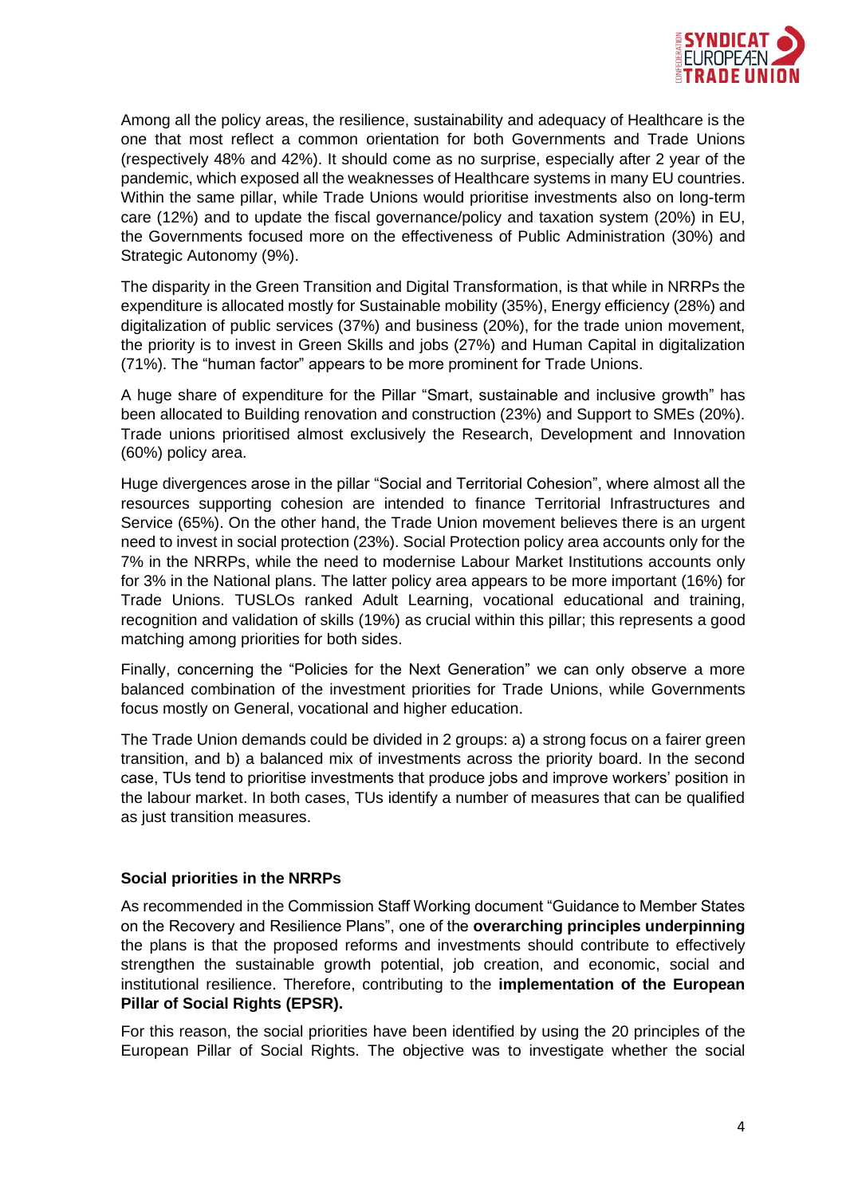Among all the policy areas, the resilience, sustainability and adequacy of Healthcare is the one that most reflect a common orientation for both Governments and Trade Unions (respectively 48% and 42%). It should come as no surprise, especially after 2 year of the pandemic, which exposed all the weaknesses of Healthcare systems in many EU countries. Within the same pillar, while Trade Unions would prioritise investments also on long-term care (12%) and to update the fiscal governance/policy and taxation system (20%) in EU, the Governments focused more on the effectiveness of Public Administration (30%) and Strategic Autonomy (9%).

The disparity in the Green Transition and Digital Transformation, is that while in NRRPs the expenditure is allocated mostly for Sustainable mobility (35%), Energy efficiency (28%) and digitalization of public services (37%) and business (20%), for the trade union movement, the priority is to invest in Green Skills and jobs (27%) and Human Capital in digitalization (71%). The "human factor" appears to be more prominent for Trade Unions.

A huge share of expenditure for the Pillar "Smart, sustainable and inclusive growth" has been allocated to Building renovation and construction (23%) and Support to SMEs (20%). Trade unions prioritised almost exclusively the Research, Development and Innovation (60%) policy area.

Huge divergences arose in the pillar "Social and Territorial Cohesion", where almost all the resources supporting cohesion are intended to finance Territorial Infrastructures and Service (65%). On the other hand, the Trade Union movement believes there is an urgent need to invest in social protection (23%). Social Protection policy area accounts only for the 7% in the NRRPs, while the need to modernise Labour Market Institutions accounts only for 3% in the National plans. The latter policy area appears to be more important (16%) for Trade Unions. TUSLOs ranked Adult Learning, vocational educational and training, recognition and validation of skills (19%) as crucial within this pillar; this represents a good matching among priorities for both sides.

Finally, concerning the "Policies for the Next Generation" we can only observe a more balanced combination of the investment priorities for Trade Unions, while Governments focus mostly on General, vocational and higher education.

The Trade Union demands could be divided in 2 groups: a) a strong focus on a fairer green transition, and b) a balanced mix of investments across the priority board. In the second case, TUs tend to prioritise investments that produce jobs and improve workers' position in the labour market. In both cases, TUs identify a number of measures that can be qualified as just transition measures.

**Social priorities in the NRRPs**

As recommended in the Commission Staff Working document "Guidance to Member States on the Recovery and Resilience Plans", one of the **overarching principles underpinning** the plans is that the proposed reforms and investments should contribute to effectively strengthen the sustainable growth potential, job creation, and economic, social and institutional resilience. Therefore, contributing to the **implementation of the European Pillar of Social Rights (EPSR).**

For this reason, the social priorities have been identified by using the 20 principles of the European Pillar of Social Rights. The objective was to investigate whether the social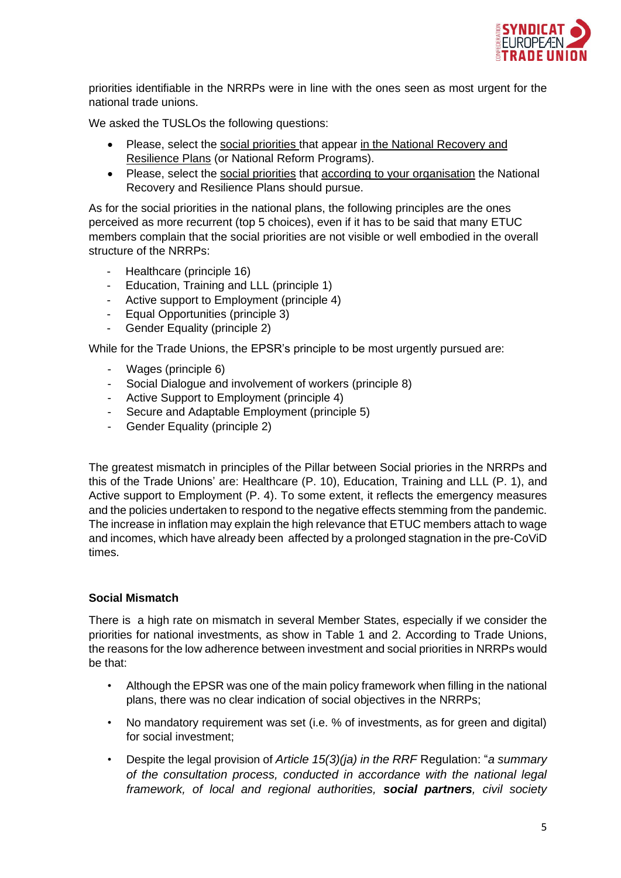priorities identifiable in the NRRPs were in line with the ones seen as most urgent for the national trade unions.

We asked the TUSLOs the following questions:

- Please, select the social priorities that appear in the National Recovery and Resilience Plans (or National Reform Programs).
- Please, select the social priorities that according to your organisation the National Recovery and Resilience Plans should pursue.

As for the social priorities in the national plans, the following principles are the ones perceived as more recurrent (top 5 choices), even if it has to be said that many ETUC members complain that the social priorities are not visible or well embodied in the overall structure of the NRRPs:

- Healthcare (principle 16)
- Education, Training and LLL (principle 1)
- Active support to Employment (principle 4)
- Equal Opportunities (principle 3)
- Gender Equality (principle 2)

While for the Trade Unions, the EPSR's principle to be most urgently pursued are:

- Wages (principle 6)
- Social Dialogue and involvement of workers (principle 8)
- Active Support to Employment (principle 4)
- Secure and Adaptable Employment (principle 5)
- Gender Equality (principle 2)

The greatest mismatch in principles of the Pillar between Social priories in the NRRPs and this of the Trade Unions' are: Healthcare (P. 10), Education, Training and LLL (P. 1), and Active support to Employment (P. 4). To some extent, it reflects the emergency measures and the policies undertaken to respond to the negative effects stemming from the pandemic. The increase in inflation may explain the high relevance that ETUC members attach to wage and incomes, which have already been affected by a prolonged stagnation in the pre-CoViD times.

**Social Mismatch**

There is a high rate on mismatch in several Member States, especially if we consider the priorities for national investments, as show in Table 1 and 2. According to Trade Unions, the reasons for the low adherence between investment and social priorities in NRRPs would be that:

- Although the EPSR was one of the main policy framework when filling in the national plans, there was no clear indication of social objectives in the NRRPs;
- No mandatory requirement was set (i.e. % of investments, as for green and digital) for social investment;
- Despite the legal provision of *Article 15(3)(ja) in the RRF* Regulation: "*a summary of the consultation process, conducted in accordance with the national legal framework, of local and regional authorities, **social partners**, civil society*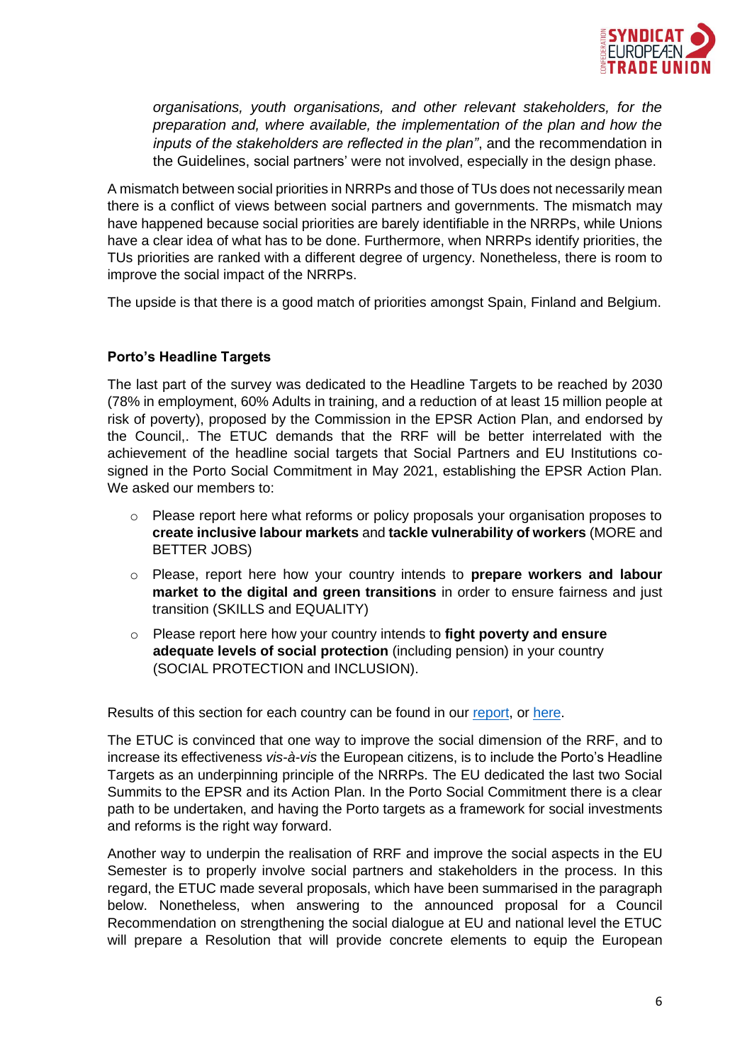*organisations, youth organisations, and other relevant stakeholders, for the preparation and, where available, the implementation of the plan and how the inputs of the stakeholders are reflected in the plan"*, and the recommendation in the Guidelines, social partners' were not involved, especially in the design phase.

A mismatch between social priorities in NRRPs and those of TUs does not necessarily mean there is a conflict of views between social partners and governments. The mismatch may have happened because social priorities are barely identifiable in the NRRPs, while Unions have a clear idea of what has to be done. Furthermore, when NRRPs identify priorities, the TUs priorities are ranked with a different degree of urgency. Nonetheless, there is room to improve the social impact of the NRRPs.

The upside is that there is a good match of priorities amongst Spain, Finland and Belgium.

### Porto's Headline Targets

The last part of the survey was dedicated to the Headline Targets to be reached by 2030 (78% in employment, 60% Adults in training, and a reduction of at least 15 million people at risk of poverty), proposed by the Commission in the EPSR Action Plan, and endorsed by the Council,. The ETUC demands that the RRF will be better interrelated with the achievement of the headline social targets that Social Partners and EU Institutions co-signed in the Porto Social Commitment in May 2021, establishing the EPSR Action Plan. We asked our members to:

- Please report here what reforms or policy proposals your organisation proposes to **create inclusive labour markets** and **tackle vulnerability of workers** (MORE and BETTER JOBS)
- Please, report here how your country intends to **prepare workers and labour market to the digital and green transitions** in order to ensure fairness and just transition (SKILLS and EQUALITY)
- Please report here how your country intends to **fight poverty and ensure adequate levels of social protection** (including pension) in your country (SOCIAL PROTECTION and INCLUSION).

Results of this section for each country can be found in our report, or here.

The ETUC is convinced that one way to improve the social dimension of the RRF, and to increase its effectiveness *vis-à-vis* the European citizens, is to include the Porto's Headline Targets as an underpinning principle of the NRRPs. The EU dedicated the last two Social Summits to the EPSR and its Action Plan. In the Porto Social Commitment there is a clear path to be undertaken, and having the Porto targets as a framework for social investments and reforms is the right way forward.

Another way to underpin the realisation of RRF and improve the social aspects in the EU Semester is to properly involve social partners and stakeholders in the process. In this regard, the ETUC made several proposals, which have been summarised in the paragraph below. Nonetheless, when answering to the announced proposal for a Council Recommendation on strengthening the social dialogue at EU and national level the ETUC will prepare a Resolution that will provide concrete elements to equip the European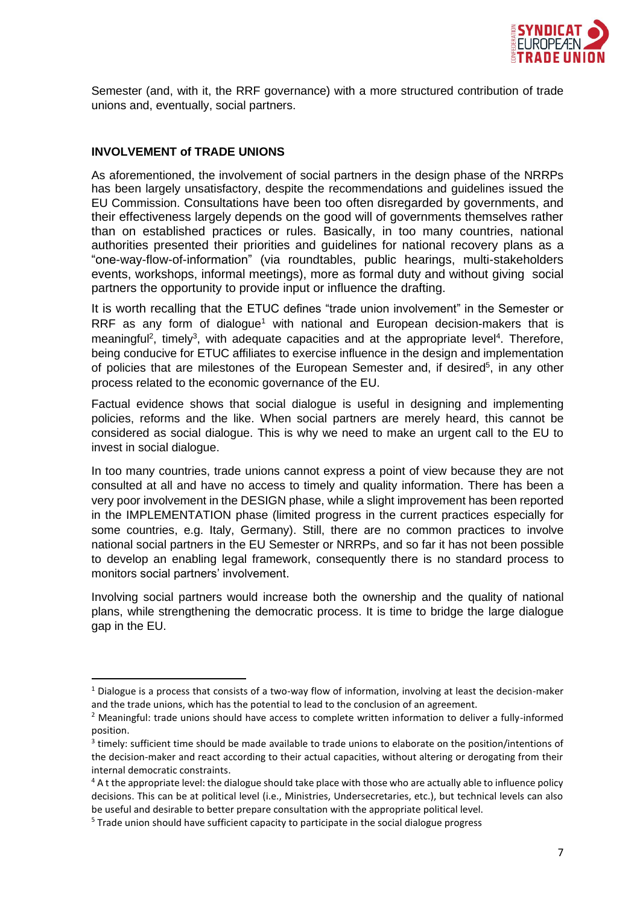Semester (and, with it, the RRF governance) with a more structured contribution of trade unions and, eventually, social partners.

**INVOLVEMENT of TRADE UNIONS**

As aforementioned, the involvement of social partners in the design phase of the NRRPs has been largely unsatisfactory, despite the recommendations and guidelines issued the EU Commission. Consultations have been too often disregarded by governments, and their effectiveness largely depends on the good will of governments themselves rather than on established practices or rules. Basically, in too many countries, national authorities presented their priorities and guidelines for national recovery plans as a "one-way-flow-of-information" (via roundtables, public hearings, multi-stakeholders events, workshops, informal meetings), more as formal duty and without giving social partners the opportunity to provide input or influence the drafting.

It is worth recalling that the ETUC defines "trade union involvement" in the Semester or RRF as any form of dialogue[1] with national and European decision-makers that is meaningful[2], timely[3], with adequate capacities and at the appropriate level[4]. Therefore, being conducive for ETUC affiliates to exercise influence in the design and implementation of policies that are milestones of the European Semester and, if desired[5], in any other process related to the economic governance of the EU.

Factual evidence shows that social dialogue is useful in designing and implementing policies, reforms and the like. When social partners are merely heard, this cannot be considered as social dialogue. This is why we need to make an urgent call to the EU to invest in social dialogue.

In too many countries, trade unions cannot express a point of view because they are not consulted at all and have no access to timely and quality information. There has been a very poor involvement in the DESIGN phase, while a slight improvement has been reported in the IMPLEMENTATION phase (limited progress in the current practices especially for some countries, e.g. Italy, Germany). Still, there are no common practices to involve national social partners in the EU Semester or NRRPs, and so far it has not been possible to develop an enabling legal framework, consequently there is no standard process to monitors social partners' involvement.

Involving social partners would increase both the ownership and the quality of national plans, while strengthening the democratic process. It is time to bridge the large dialogue gap in the EU.

---

[1] Dialogue is a process that consists of a two-way flow of information, involving at least the decision-maker and the trade unions, which has the potential to lead to the conclusion of an agreement.

[2] Meaningful: trade unions should have access to complete written information to deliver a fully-informed position.

[3] timely: sufficient time should be made available to trade unions to elaborate on the position/intentions of the decision-maker and react according to their actual capacities, without altering or derogating from their internal democratic constraints.

[4] A t the appropriate level: the dialogue should take place with those who are actually able to influence policy decisions. This can be at political level (i.e., Ministries, Undersecretaries, etc.), but technical levels can also be useful and desirable to better prepare consultation with the appropriate political level.

[5] Trade union should have sufficient capacity to participate in the social dialogue progress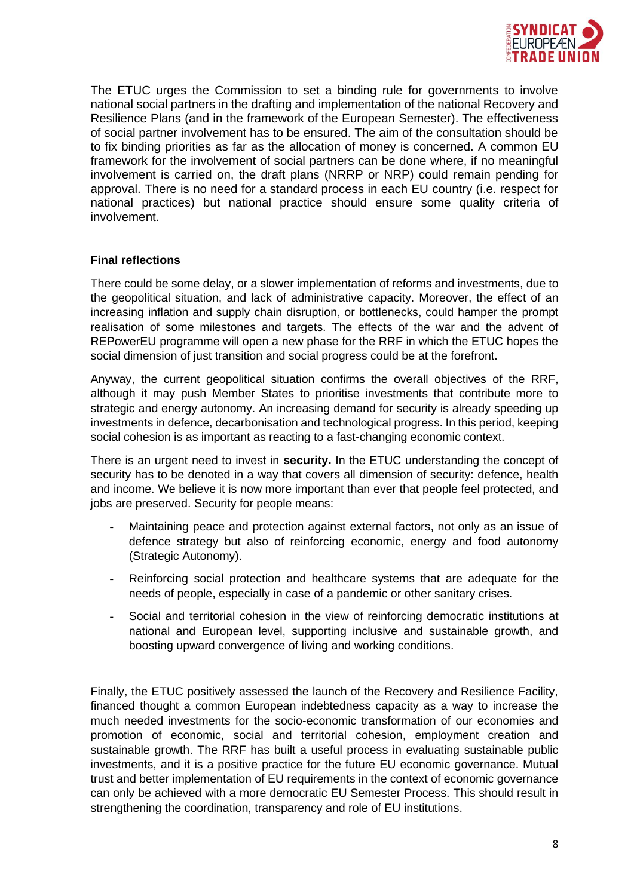The ETUC urges the Commission to set a binding rule for governments to involve national social partners in the drafting and implementation of the national Recovery and Resilience Plans (and in the framework of the European Semester). The effectiveness of social partner involvement has to be ensured. The aim of the consultation should be to fix binding priorities as far as the allocation of money is concerned. A common EU framework for the involvement of social partners can be done where, if no meaningful involvement is carried on, the draft plans (NRRP or NRP) could remain pending for approval. There is no need for a standard process in each EU country (i.e. respect for national practices) but national practice should ensure some quality criteria of involvement.

**Final reflections**

There could be some delay, or a slower implementation of reforms and investments, due to the geopolitical situation, and lack of administrative capacity. Moreover, the effect of an increasing inflation and supply chain disruption, or bottlenecks, could hamper the prompt realisation of some milestones and targets. The effects of the war and the advent of REPowerEU programme will open a new phase for the RRF in which the ETUC hopes the social dimension of just transition and social progress could be at the forefront.

Anyway, the current geopolitical situation confirms the overall objectives of the RRF, although it may push Member States to prioritise investments that contribute more to strategic and energy autonomy. An increasing demand for security is already speeding up investments in defence, decarbonisation and technological progress. In this period, keeping social cohesion is as important as reacting to a fast-changing economic context.

There is an urgent need to invest in **security.** In the ETUC understanding the concept of security has to be denoted in a way that covers all dimension of security: defence, health and income. We believe it is now more important than ever that people feel protected, and jobs are preserved. Security for people means:

- Maintaining peace and protection against external factors, not only as an issue of defence strategy but also of reinforcing economic, energy and food autonomy (Strategic Autonomy).
- Reinforcing social protection and healthcare systems that are adequate for the needs of people, especially in case of a pandemic or other sanitary crises.
- Social and territorial cohesion in the view of reinforcing democratic institutions at national and European level, supporting inclusive and sustainable growth, and boosting upward convergence of living and working conditions.

Finally, the ETUC positively assessed the launch of the Recovery and Resilience Facility, financed thought a common European indebtedness capacity as a way to increase the much needed investments for the socio-economic transformation of our economies and promotion of economic, social and territorial cohesion, employment creation and sustainable growth. The RRF has built a useful process in evaluating sustainable public investments, and it is a positive practice for the future EU economic governance. Mutual trust and better implementation of EU requirements in the context of economic governance can only be achieved with a more democratic EU Semester Process. This should result in strengthening the coordination, transparency and role of EU institutions.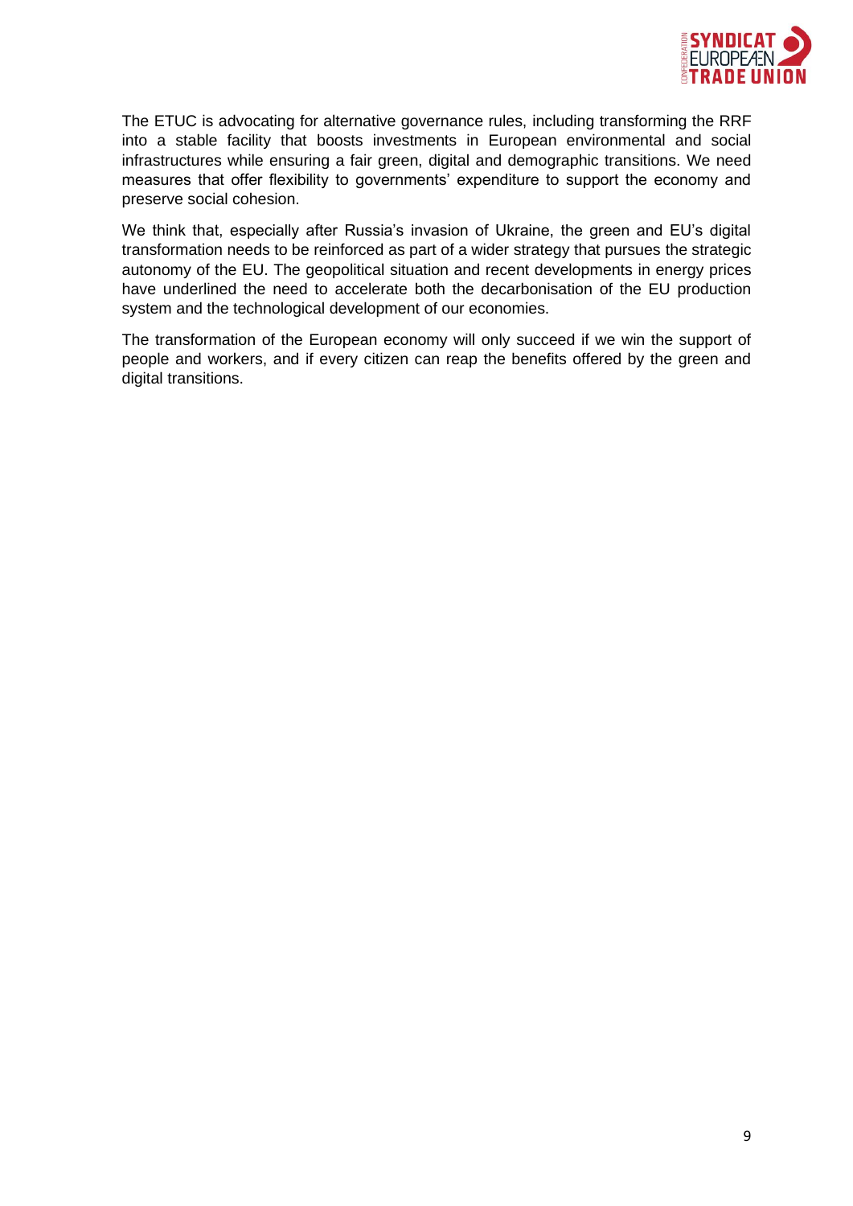The ETUC is advocating for alternative governance rules, including transforming the RRF into a stable facility that boosts investments in European environmental and social infrastructures while ensuring a fair green, digital and demographic transitions. We need measures that offer flexibility to governments' expenditure to support the economy and preserve social cohesion.

We think that, especially after Russia's invasion of Ukraine, the green and EU's digital transformation needs to be reinforced as part of a wider strategy that pursues the strategic autonomy of the EU. The geopolitical situation and recent developments in energy prices have underlined the need to accelerate both the decarbonisation of the EU production system and the technological development of our economies.

The transformation of the European economy will only succeed if we win the support of people and workers, and if every citizen can reap the benefits offered by the green and digital transitions.